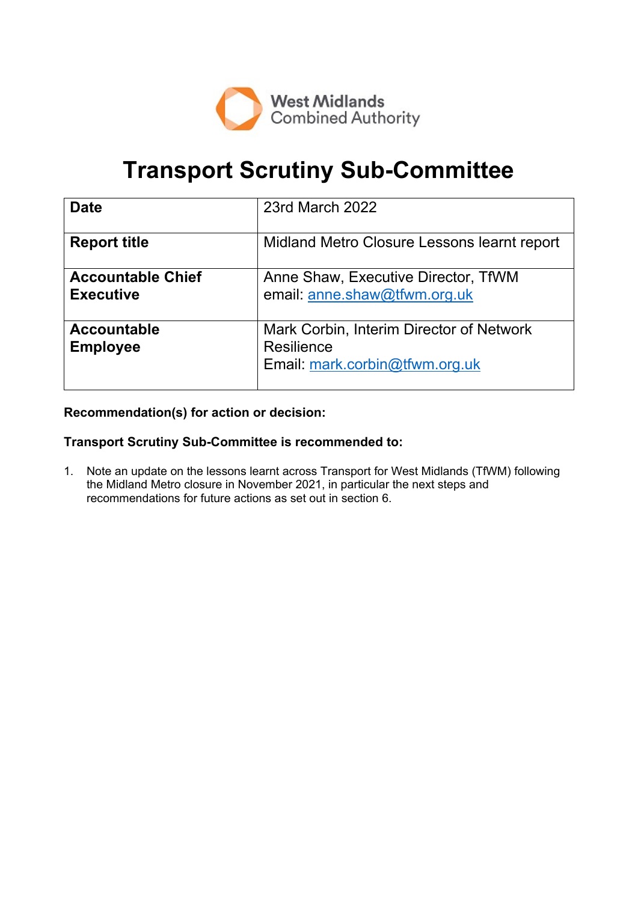West Midlands Combined Authority

# Transport Scrutiny Sub-Committee

| **Date** | 23rd March 2022 |
|---|---|
| **Report title** | Midland Metro Closure Lessons learnt report |
| **Accountable Chief Executive** | Anne Shaw, Executive Director, TfWM<br>email: anne.shaw@tfwm.org.uk |
| **Accountable Employee** | Mark Corbin, Interim Director of Network Resilience<br>Email: mark.corbin@tfwm.org.uk |

**Recommendation(s) for action or decision:**

**Transport Scrutiny Sub-Committee is recommended to:**

1. Note an update on the lessons learnt across Transport for West Midlands (TfWM) following the Midland Metro closure in November 2021, in particular the next steps and recommendations for future actions as set out in section 6.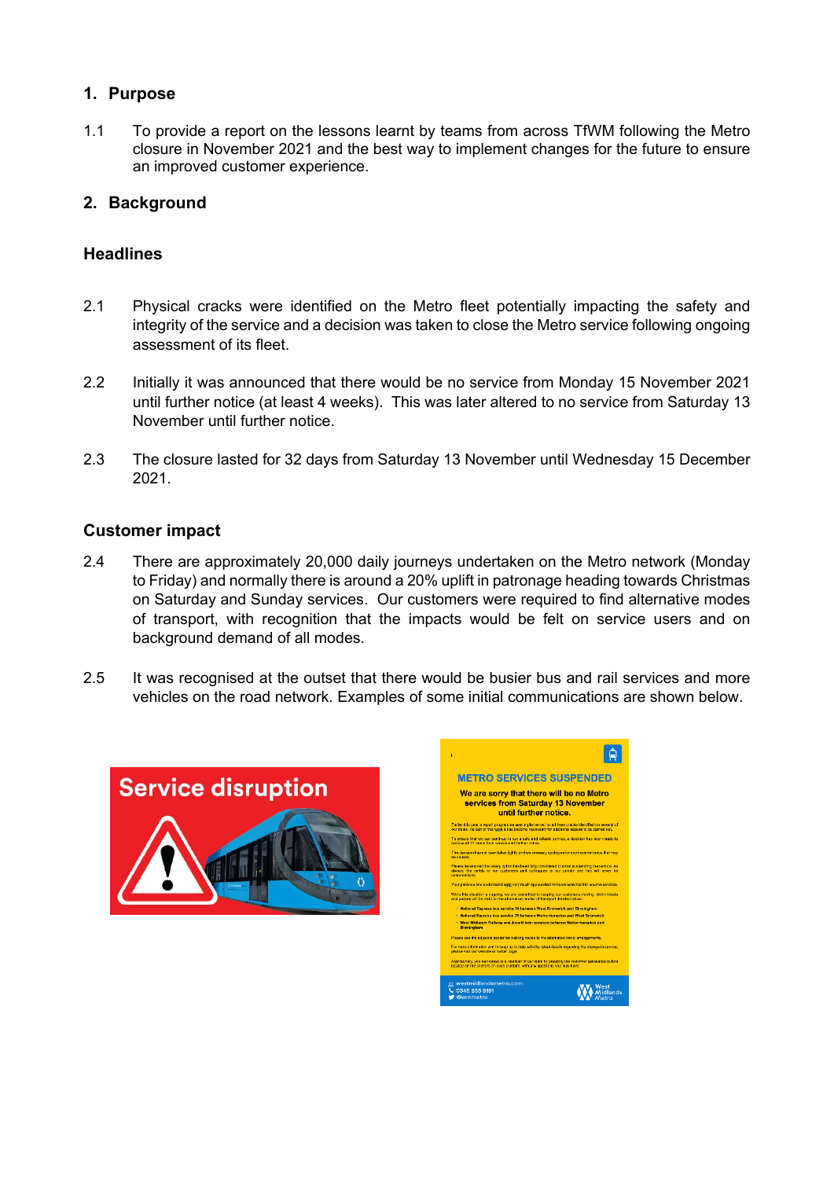## 1. Purpose

1.1 To provide a report on the lessons learnt by teams from across TfWM following the Metro closure in November 2021 and the best way to implement changes for the future to ensure an improved customer experience.

## 2. Background

### Headlines

2.1 Physical cracks were identified on the Metro fleet potentially impacting the safety and integrity of the service and a decision was taken to close the Metro service following ongoing assessment of its fleet.

2.2 Initially it was announced that there would be no service from Monday 15 November 2021 until further notice (at least 4 weeks). This was later altered to no service from Saturday 13 November until further notice.

2.3 The closure lasted for 32 days from Saturday 13 November until Wednesday 15 December 2021.

### Customer impact

2.4 There are approximately 20,000 daily journeys undertaken on the Metro network (Monday to Friday) and normally there is around a 20% uplift in patronage heading towards Christmas on Saturday and Sunday services. Our customers were required to find alternative modes of transport, with recognition that the impacts would be felt on service users and on background demand of all modes.

2.5 It was recognised at the outset that there would be busier bus and rail services and more vehicles on the road network. Examples of some initial communications are shown below.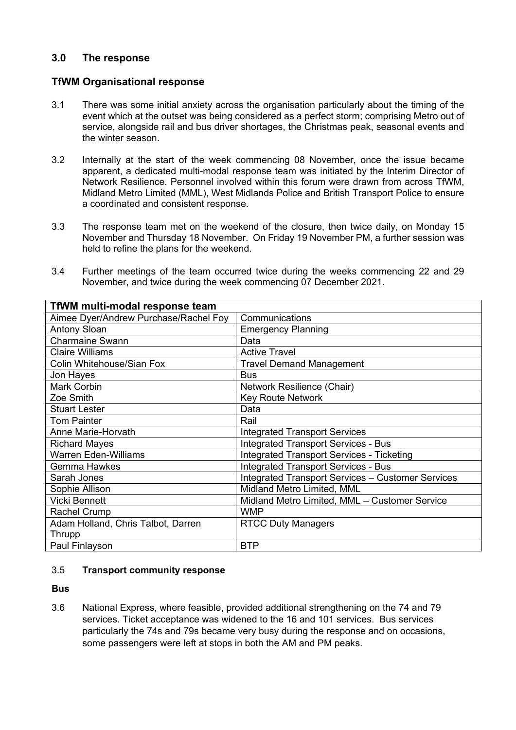## 3.0 The response

### TfWM Organisational response

3.1 There was some initial anxiety across the organisation particularly about the timing of the event which at the outset was being considered as a perfect storm; comprising Metro out of service, alongside rail and bus driver shortages, the Christmas peak, seasonal events and the winter season.

3.2 Internally at the start of the week commencing 08 November, once the issue became apparent, a dedicated multi-modal response team was initiated by the Interim Director of Network Resilience. Personnel involved within this forum were drawn from across TfWM, Midland Metro Limited (MML), West Midlands Police and British Transport Police to ensure a coordinated and consistent response.

3.3 The response team met on the weekend of the closure, then twice daily, on Monday 15 November and Thursday 18 November. On Friday 19 November PM, a further session was held to refine the plans for the weekend.

3.4 Further meetings of the team occurred twice during the weeks commencing 22 and 29 November, and twice during the week commencing 07 December 2021.

| **TfWM multi-modal response team** | |
|---|---|
| Aimee Dyer/Andrew Purchase/Rachel Foy | Communications |
| Antony Sloan | Emergency Planning |
| Charmaine Swann | Data |
| Claire Williams | Active Travel |
| Colin Whitehouse/Sian Fox | Travel Demand Management |
| Jon Hayes | Bus |
| Mark Corbin | Network Resilience (Chair) |
| Zoe Smith | Key Route Network |
| Stuart Lester | Data |
| Tom Painter | Rail |
| Anne Marie-Horvath | Integrated Transport Services |
| Richard Mayes | Integrated Transport Services - Bus |
| Warren Eden-Williams | Integrated Transport Services - Ticketing |
| Gemma Hawkes | Integrated Transport Services - Bus |
| Sarah Jones | Integrated Transport Services – Customer Services |
| Sophie Allison | Midland Metro Limited, MML |
| Vicki Bennett | Midland Metro Limited, MML – Customer Service |
| Rachel Crump | WMP |
| Adam Holland, Chris Talbot, Darren Thrupp | RTCC Duty Managers |
| Paul Finlayson | BTP |

3.5 **Transport community response**

**Bus**

3.6 National Express, where feasible, provided additional strengthening on the 74 and 79 services. Ticket acceptance was widened to the 16 and 101 services. Bus services particularly the 74s and 79s became very busy during the response and on occasions, some passengers were left at stops in both the AM and PM peaks.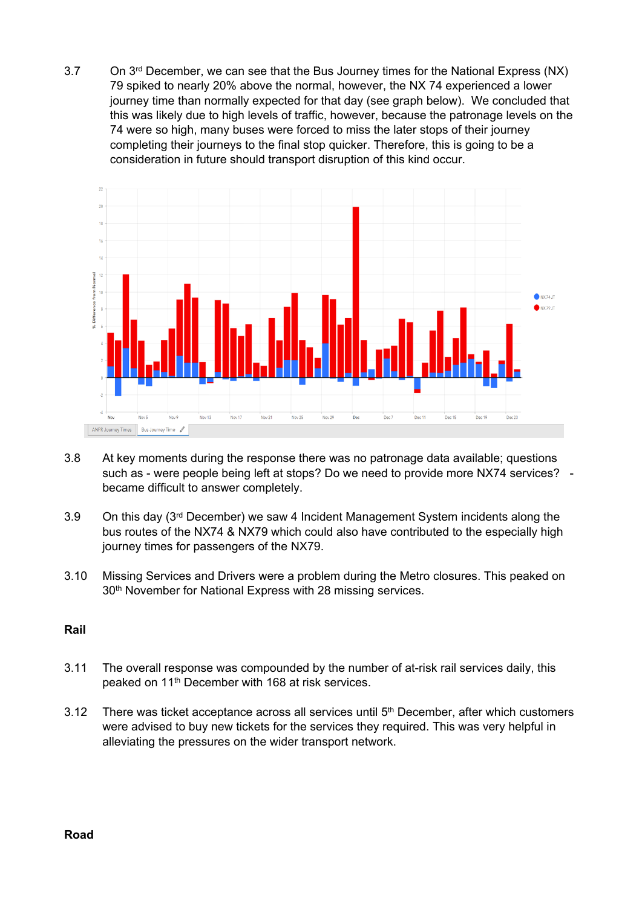3.7 On 3rd December, we can see that the Bus Journey times for the National Express (NX) 79 spiked to nearly 20% above the normal, however, the NX 74 experienced a lower journey time than normally expected for that day (see graph below). We concluded that this was likely due to high levels of traffic, however, because the patronage levels on the 74 were so high, many buses were forced to miss the later stops of their journey completing their journeys to the final stop quicker. Therefore, this is going to be a consideration in future should transport disruption of this kind occur.

3.8 At key moments during the response there was no patronage data available; questions such as - were people being left at stops? Do we need to provide more NX74 services? - became difficult to answer completely.

3.9 On this day (3rd December) we saw 4 Incident Management System incidents along the bus routes of the NX74 & NX79 which could also have contributed to the especially high journey times for passengers of the NX79.

3.10 Missing Services and Drivers were a problem during the Metro closures. This peaked on 30th November for National Express with 28 missing services.

**Rail**

3.11 The overall response was compounded by the number of at-risk rail services daily, this peaked on 11th December with 168 at risk services.

3.12 There was ticket acceptance across all services until 5th December, after which customers were advised to buy new tickets for the services they required. This was very helpful in alleviating the pressures on the wider transport network.

**Road**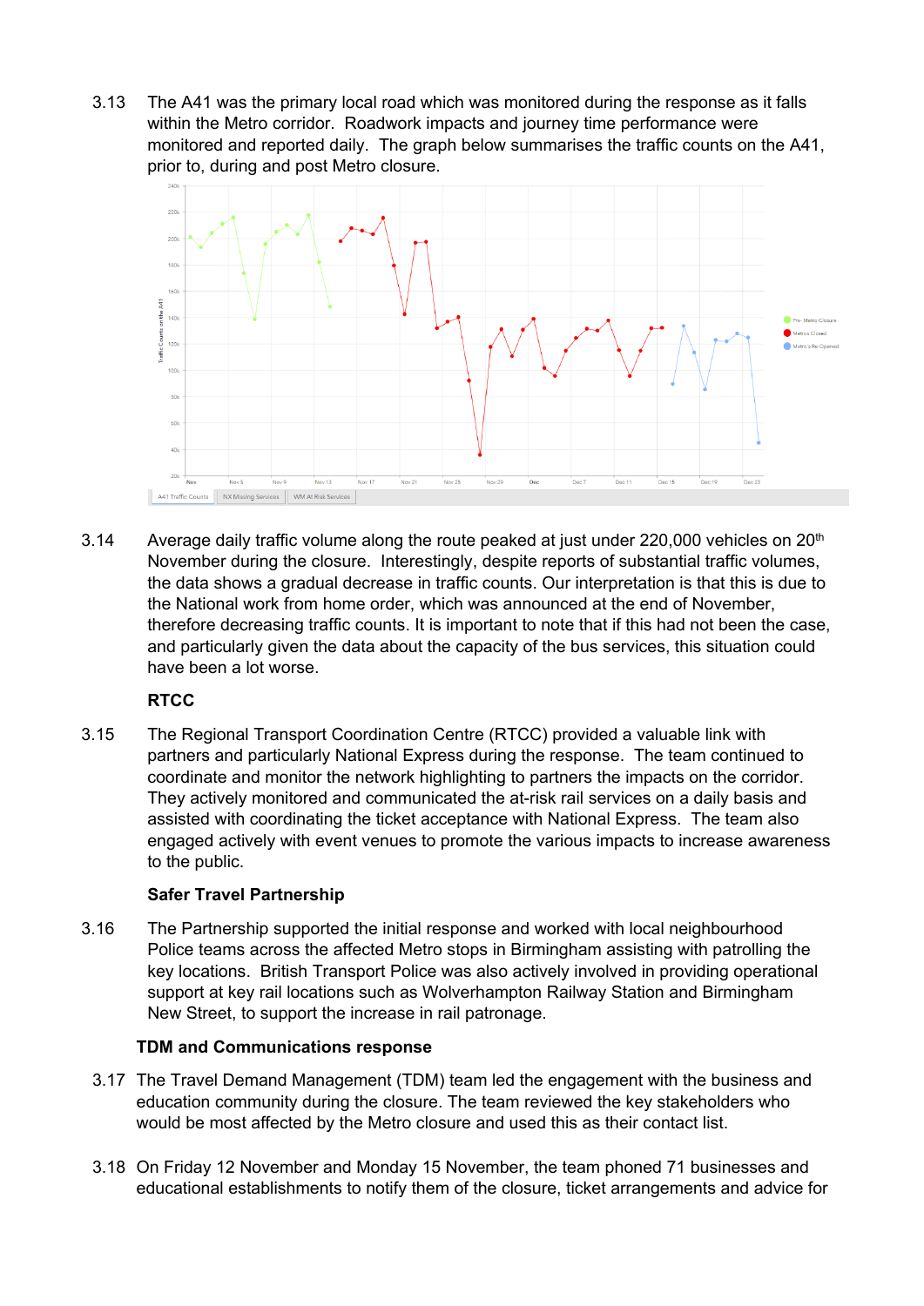3.13 The A41 was the primary local road which was monitored during the response as it falls within the Metro corridor. Roadwork impacts and journey time performance were monitored and reported daily. The graph below summarises the traffic counts on the A41, prior to, during and post Metro closure.

3.14 Average daily traffic volume along the route peaked at just under 220,000 vehicles on 20th November during the closure. Interestingly, despite reports of substantial traffic volumes, the data shows a gradual decrease in traffic counts. Our interpretation is that this is due to the National work from home order, which was announced at the end of November, therefore decreasing traffic counts. It is important to note that if this had not been the case, and particularly given the data about the capacity of the bus services, this situation could have been a lot worse.

**RTCC**

3.15 The Regional Transport Coordination Centre (RTCC) provided a valuable link with partners and particularly National Express during the response. The team continued to coordinate and monitor the network highlighting to partners the impacts on the corridor. They actively monitored and communicated the at-risk rail services on a daily basis and assisted with coordinating the ticket acceptance with National Express. The team also engaged actively with event venues to promote the various impacts to increase awareness to the public.

**Safer Travel Partnership**

3.16 The Partnership supported the initial response and worked with local neighbourhood Police teams across the affected Metro stops in Birmingham assisting with patrolling the key locations. British Transport Police was also actively involved in providing operational support at key rail locations such as Wolverhampton Railway Station and Birmingham New Street, to support the increase in rail patronage.

**TDM and Communications response**

3.17 The Travel Demand Management (TDM) team led the engagement with the business and education community during the closure. The team reviewed the key stakeholders who would be most affected by the Metro closure and used this as their contact list.

3.18 On Friday 12 November and Monday 15 November, the team phoned 71 businesses and educational establishments to notify them of the closure, ticket arrangements and advice for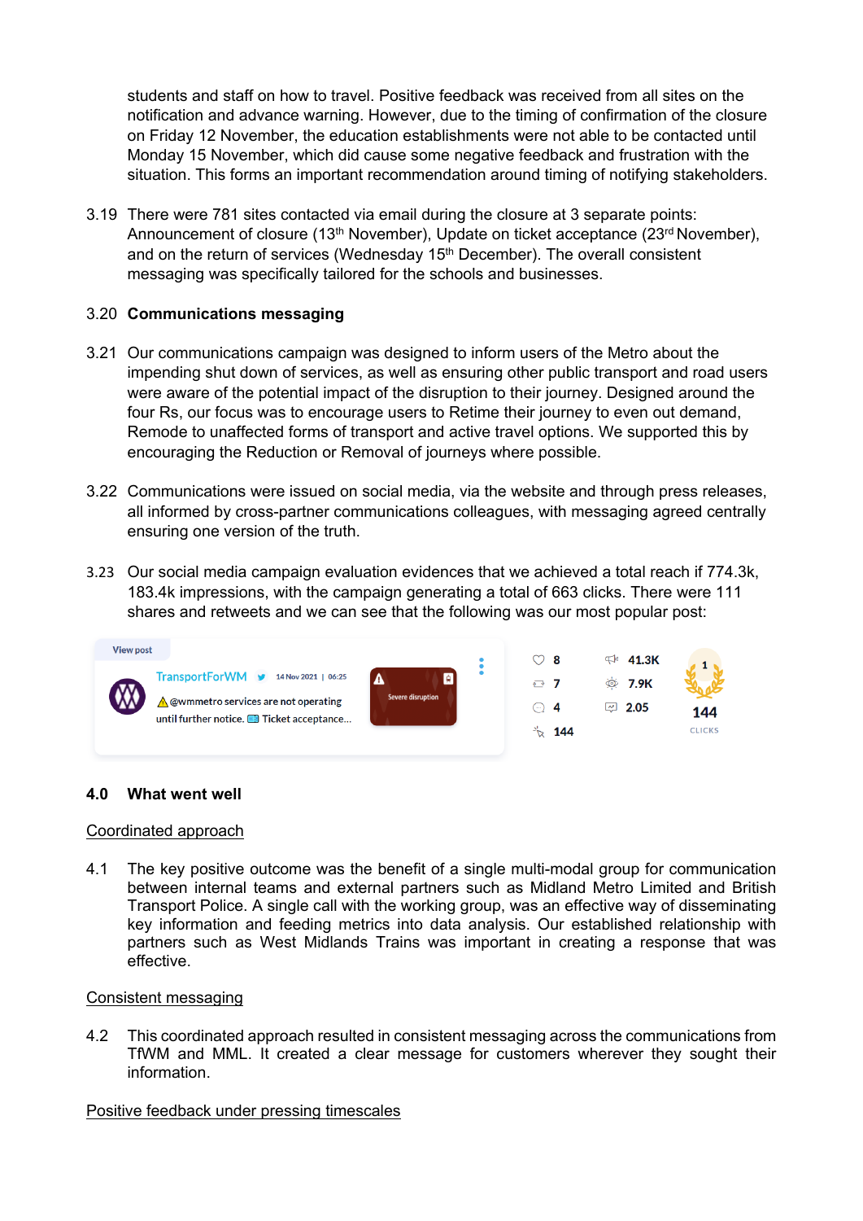students and staff on how to travel. Positive feedback was received from all sites on the notification and advance warning. However, due to the timing of confirmation of the closure on Friday 12 November, the education establishments were not able to be contacted until Monday 15 November, which did cause some negative feedback and frustration with the situation. This forms an important recommendation around timing of notifying stakeholders.

3.19 There were 781 sites contacted via email during the closure at 3 separate points: Announcement of closure (13th November), Update on ticket acceptance (23rd November), and on the return of services (Wednesday 15th December). The overall consistent messaging was specifically tailored for the schools and businesses.

3.20 **Communications messaging**

3.21 Our communications campaign was designed to inform users of the Metro about the impending shut down of services, as well as ensuring other public transport and road users were aware of the potential impact of the disruption to their journey. Designed around the four Rs, our focus was to encourage users to Retime their journey to even out demand, Remode to unaffected forms of transport and active travel options. We supported this by encouraging the Reduction or Removal of journeys where possible.

3.22 Communications were issued on social media, via the website and through press releases, all informed by cross-partner communications colleagues, with messaging agreed centrally ensuring one version of the truth.

3.23 Our social media campaign evaluation evidences that we achieved a total reach if 774.3k, 183.4k impressions, with the campaign generating a total of 663 clicks. There were 111 shares and retweets and we can see that the following was our most popular post:

View post

TransportForWM 14 Nov 2021 | 06:25

⚠@wmmetro services are not operating until further notice. 🎫 Ticket acceptance...

Severe disruption

| | | | |
|---|---|---|---|
| 8 | 41.3K | 1 | |
| 7 | 7.9K | 144 | |
| 4 | 2.05 | CLICKS | |
| 144 | | | |

## 4.0 What went well

Coordinated approach

4.1 The key positive outcome was the benefit of a single multi-modal group for communication between internal teams and external partners such as Midland Metro Limited and British Transport Police. A single call with the working group, was an effective way of disseminating key information and feeding metrics into data analysis. Our established relationship with partners such as West Midlands Trains was important in creating a response that was effective.

Consistent messaging

4.2 This coordinated approach resulted in consistent messaging across the communications from TfWM and MML. It created a clear message for customers wherever they sought their information.

Positive feedback under pressing timescales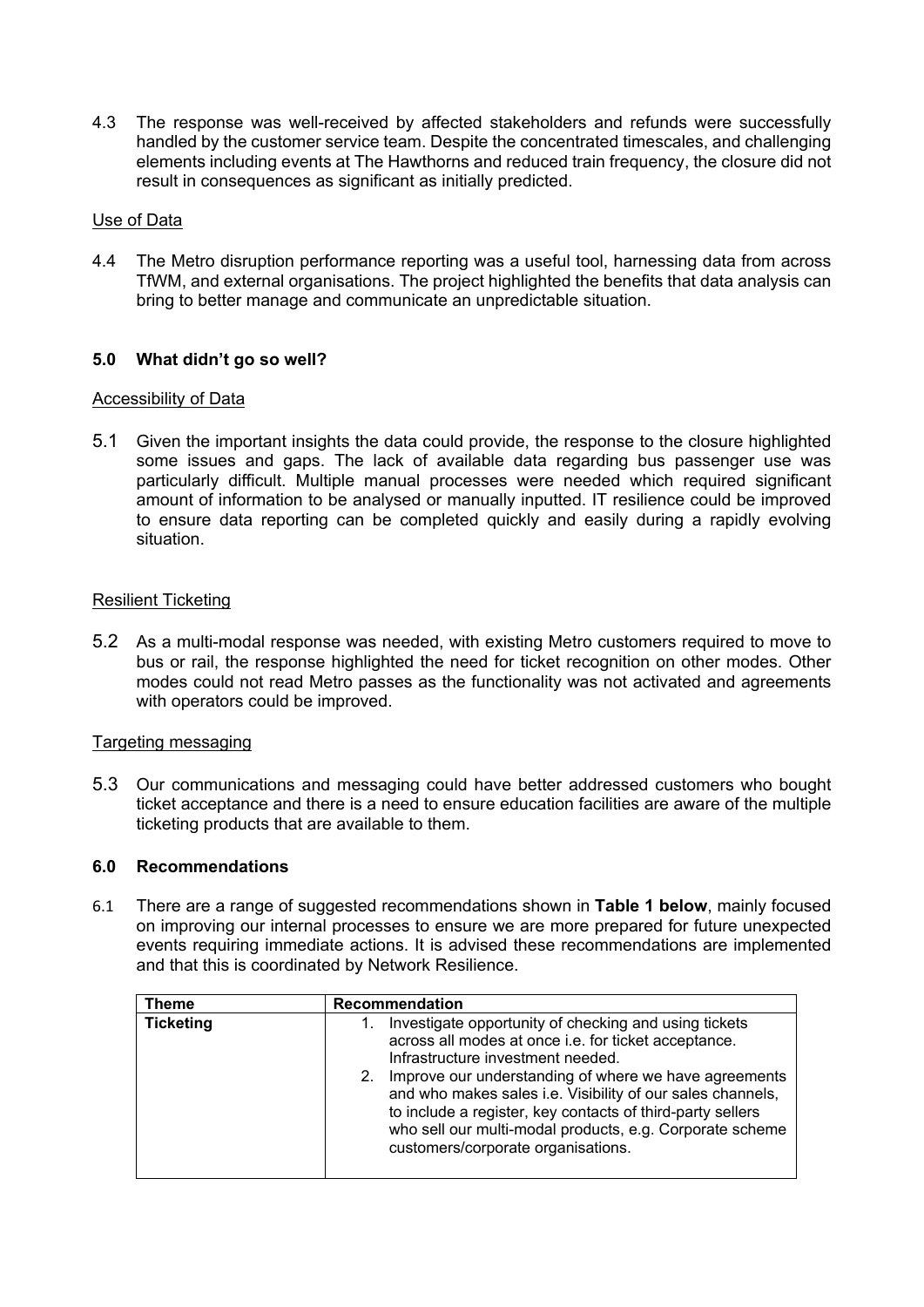4.3 The response was well-received by affected stakeholders and refunds were successfully handled by the customer service team. Despite the concentrated timescales, and challenging elements including events at The Hawthorns and reduced train frequency, the closure did not result in consequences as significant as initially predicted.

Use of Data

4.4 The Metro disruption performance reporting was a useful tool, harnessing data from across TfWM, and external organisations. The project highlighted the benefits that data analysis can bring to better manage and communicate an unpredictable situation.

## 5.0 What didn't go so well?

Accessibility of Data

5.1 Given the important insights the data could provide, the response to the closure highlighted some issues and gaps. The lack of available data regarding bus passenger use was particularly difficult. Multiple manual processes were needed which required significant amount of information to be analysed or manually inputted. IT resilience could be improved to ensure data reporting can be completed quickly and easily during a rapidly evolving situation.

Resilient Ticketing

5.2 As a multi-modal response was needed, with existing Metro customers required to move to bus or rail, the response highlighted the need for ticket recognition on other modes. Other modes could not read Metro passes as the functionality was not activated and agreements with operators could be improved.

Targeting messaging

5.3 Our communications and messaging could have better addressed customers who bought ticket acceptance and there is a need to ensure education facilities are aware of the multiple ticketing products that are available to them.

## 6.0 Recommendations

6.1 There are a range of suggested recommendations shown in **Table 1 below**, mainly focused on improving our internal processes to ensure we are more prepared for future unexpected events requiring immediate actions. It is advised these recommendations are implemented and that this is coordinated by Network Resilience.

| Theme | Recommendation |
|---|---|
| **Ticketing** | 1. Investigate opportunity of checking and using tickets across all modes at once i.e. for ticket acceptance. Infrastructure investment needed.<br>2. Improve our understanding of where we have agreements and who makes sales i.e. Visibility of our sales channels, to include a register, key contacts of third-party sellers who sell our multi-modal products, e.g. Corporate scheme customers/corporate organisations. |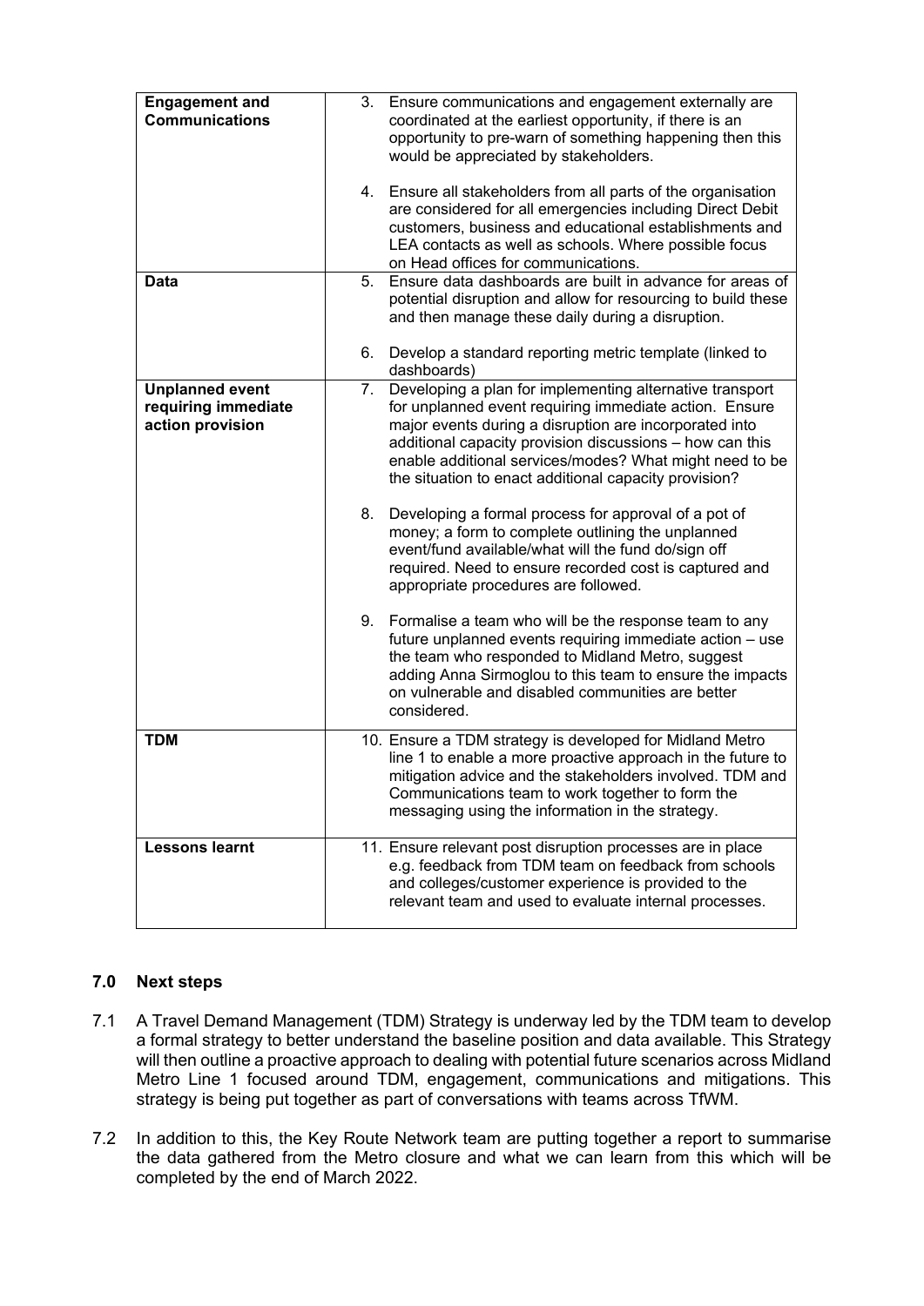| | |
|---|---|
| **Engagement and Communications** | 3. Ensure communications and engagement externally are coordinated at the earliest opportunity, if there is an opportunity to pre-warn of something happening then this would be appreciated by stakeholders.<br><br>4. Ensure all stakeholders from all parts of the organisation are considered for all emergencies including Direct Debit customers, business and educational establishments and LEA contacts as well as schools. Where possible focus on Head offices for communications. |
| **Data** | 5. Ensure data dashboards are built in advance for areas of potential disruption and allow for resourcing to build these and then manage these daily during a disruption.<br><br>6. Develop a standard reporting metric template (linked to dashboards) |
| **Unplanned event requiring immediate action provision** | 7. Developing a plan for implementing alternative transport for unplanned event requiring immediate action. Ensure major events during a disruption are incorporated into additional capacity provision discussions – how can this enable additional services/modes? What might need to be the situation to enact additional capacity provision?<br><br>8. Developing a formal process for approval of a pot of money; a form to complete outlining the unplanned event/fund available/what will the fund do/sign off required. Need to ensure recorded cost is captured and appropriate procedures are followed.<br><br>9. Formalise a team who will be the response team to any future unplanned events requiring immediate action – use the team who responded to Midland Metro, suggest adding Anna Sirmoglou to this team to ensure the impacts on vulnerable and disabled communities are better considered. |
| **TDM** | 10. Ensure a TDM strategy is developed for Midland Metro line 1 to enable a more proactive approach in the future to mitigation advice and the stakeholders involved. TDM and Communications team to work together to form the messaging using the information in the strategy. |
| **Lessons learnt** | 11. Ensure relevant post disruption processes are in place e.g. feedback from TDM team on feedback from schools and colleges/customer experience is provided to the relevant team and used to evaluate internal processes. |

## 7.0 Next steps

7.1 A Travel Demand Management (TDM) Strategy is underway led by the TDM team to develop a formal strategy to better understand the baseline position and data available. This Strategy will then outline a proactive approach to dealing with potential future scenarios across Midland Metro Line 1 focused around TDM, engagement, communications and mitigations. This strategy is being put together as part of conversations with teams across TfWM.

7.2 In addition to this, the Key Route Network team are putting together a report to summarise the data gathered from the Metro closure and what we can learn from this which will be completed by the end of March 2022.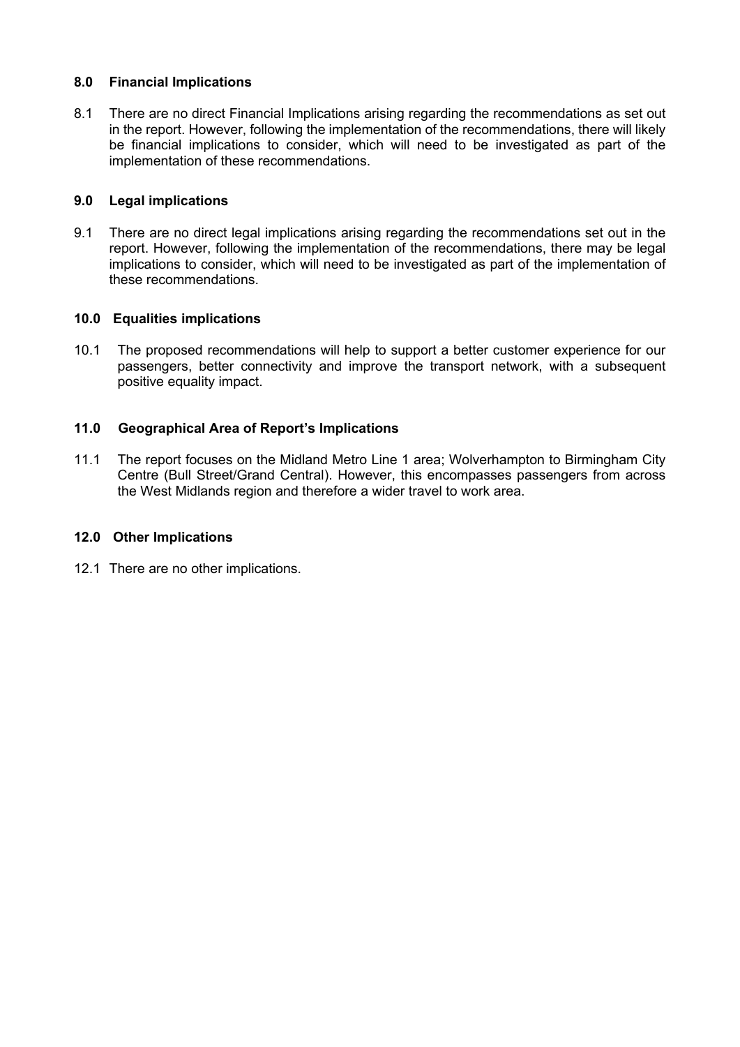## 8.0 Financial Implications

8.1 There are no direct Financial Implications arising regarding the recommendations as set out in the report. However, following the implementation of the recommendations, there will likely be financial implications to consider, which will need to be investigated as part of the implementation of these recommendations.

## 9.0 Legal implications

9.1 There are no direct legal implications arising regarding the recommendations set out in the report. However, following the implementation of the recommendations, there may be legal implications to consider, which will need to be investigated as part of the implementation of these recommendations.

## 10.0 Equalities implications

10.1 The proposed recommendations will help to support a better customer experience for our passengers, better connectivity and improve the transport network, with a subsequent positive equality impact.

## 11.0 Geographical Area of Report's Implications

11.1 The report focuses on the Midland Metro Line 1 area; Wolverhampton to Birmingham City Centre (Bull Street/Grand Central). However, this encompasses passengers from across the West Midlands region and therefore a wider travel to work area.

## 12.0 Other Implications

12.1 There are no other implications.